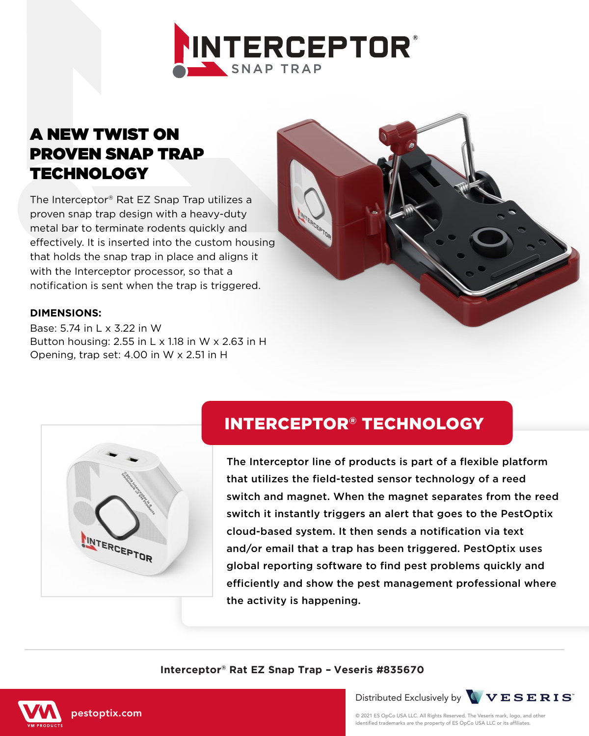# INTERCEPTOR® SNAP TRAP

## A NEW TWIST ON PROVEN SNAP TRAP TECHNOLOGY

The Interceptor® Rat EZ Snap Trap utilizes a proven snap trap design with a heavy-duty metal bar to terminate rodents quickly and effectively. It is inserted into the custom housing that holds the snap trap in place and aligns it with the Interceptor processor, so that a notification is sent when the trap is triggered.

**DIMENSIONS:**

Base: 5.74 in L x 3.22 in W
Button housing: 2.55 in L x 1.18 in W x 2.63 in H
Opening, trap set: 4.00 in W x 2.51 in H

## INTERCEPTOR® TECHNOLOGY

The Interceptor line of products is part of a flexible platform that utilizes the field-tested sensor technology of a reed switch and magnet. When the magnet separates from the reed switch it instantly triggers an alert that goes to the PestOptix cloud-based system. It then sends a notification via text and/or email that a trap has been triggered. PestOptix uses global reporting software to find pest problems quickly and efficiently and show the pest management professional where the activity is happening.

**Interceptor® Rat EZ Snap Trap – Veseris #835670**

VM PRODUCTS pestoptix.com

Distributed Exclusively by VESERIS™

© 2021 ES OpCo USA LLC. All Rights Reserved. The Veseris mark, logo, and other identified trademarks are the property of ES OpCo USA LLC or its affiliates.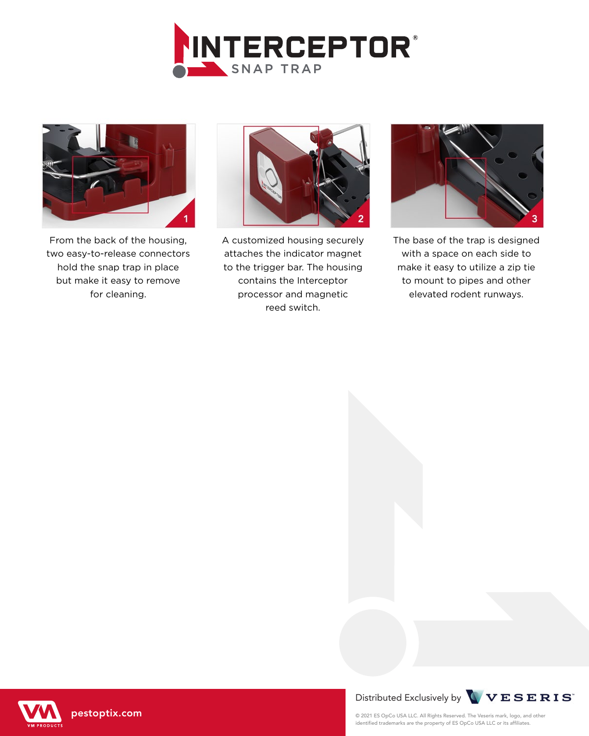# INTERCEPTOR®
## SNAP TRAP

1

From the back of the housing, two easy-to-release connectors hold the snap trap in place but make it easy to remove for cleaning.

2

A customized housing securely attaches the indicator magnet to the trigger bar. The housing contains the Interceptor processor and magnetic reed switch.

3

The base of the trap is designed with a space on each side to make it easy to utilize a zip tie to mount to pipes and other elevated rodent runways.

VM PRODUCTS

pestoptix.com

Distributed Exclusively by VESERIS™

© 2021 ES OpCo USA LLC. All Rights Reserved. The Veseris mark, logo, and other identified trademarks are the property of ES OpCo USA LLC or its affiliates.